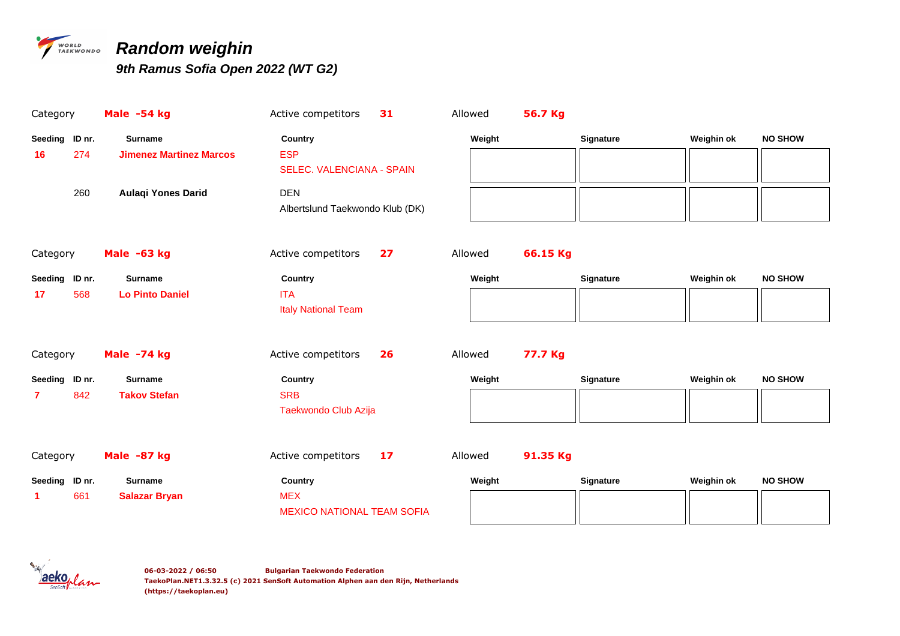# Random weighin

## 9th Ramus Sofia Open 2022 (WT G2)

Category **Male -54 kg** | Active competitors **31** | Allowed **56.7 Kg**

| Seeding | ID nr. | Surname | Country | Weight | Signature | Weighin ok | NO SHOW |
|---|---|---|---|---|---|---|---|
| 16 | 274 | Jimenez Martinez Marcos | ESP<br>SELEC. VALENCIANA - SPAIN | | | | |
| | 260 | Aulaqi Yones Darid | DEN<br>Albertslund Taekwondo Klub (DK) | | | | |

Category **Male -63 kg** | Active competitors **27** | Allowed **66.15 Kg**

| Seeding | ID nr. | Surname | Country | Weight | Signature | Weighin ok | NO SHOW |
|---|---|---|---|---|---|---|---|
| 17 | 568 | Lo Pinto Daniel | ITA<br>Italy National Team | | | | |

Category **Male -74 kg** | Active competitors **26** | Allowed **77.7 Kg**

| Seeding | ID nr. | Surname | Country | Weight | Signature | Weighin ok | NO SHOW |
|---|---|---|---|---|---|---|---|
| 7 | 842 | Takov Stefan | SRB<br>Taekwondo Club Azija | | | | |

Category **Male -87 kg** | Active competitors **17** | Allowed **91.35 Kg**

| Seeding | ID nr. | Surname | Country | Weight | Signature | Weighin ok | NO SHOW |
|---|---|---|---|---|---|---|---|
| 1 | 661 | Salazar Bryan | MEX<br>MEXICO NATIONAL TEAM SOFIA | | | | |

06-03-2022 / 06:50 Bulgarian Taekwondo Federation
TaekoPlan.NET1.3.32.5 (c) 2021 SenSoft Automation Alphen aan den Rijn, Netherlands
(https://taekoplan.eu)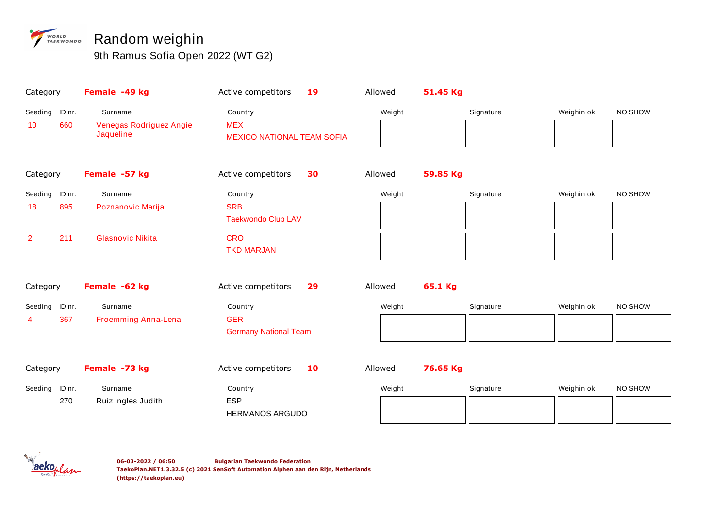# Random weighin

9th Ramus Sofia Open 2022 (WT G2)

Category **Female -49 kg** Active competitors **19** Allowed **51.45 Kg**

| Seeding | ID nr. | Surname | Country | Weight | Signature | Weighin ok | NO SHOW |
|---|---|---|---|---|---|---|---|
| 10 | 660 | Venegas Rodriguez Angie Jaqueline | MEX<br>MEXICO NATIONAL TEAM SOFIA | | | | |

Category **Female -57 kg** Active competitors **30** Allowed **59.85 Kg**

| Seeding | ID nr. | Surname | Country | Weight | Signature | Weighin ok | NO SHOW |
|---|---|---|---|---|---|---|---|
| 18 | 895 | Poznanovic Marija | SRB<br>Taekwondo Club LAV | | | | |
| 2 | 211 | Glasnovic Nikita | CRO<br>TKD MARJAN | | | | |

Category **Female -62 kg** Active competitors **29** Allowed **65.1 Kg**

| Seeding | ID nr. | Surname | Country | Weight | Signature | Weighin ok | NO SHOW |
|---|---|---|---|---|---|---|---|
| 4 | 367 | Froemming Anna-Lena | GER<br>Germany National Team | | | | |

Category **Female -73 kg** Active competitors **10** Allowed **76.65 Kg**

| Seeding | ID nr. | Surname | Country | Weight | Signature | Weighin ok | NO SHOW |
|---|---|---|---|---|---|---|---|
| | 270 | Ruiz Ingles Judith | ESP<br>HERMANOS ARGUDO | | | | |

**06-03-2022 / 06:50** **Bulgarian Taekwondo Federation**
**TaekoPlan.NET1.3.32.5 (c) 2021 SenSoft Automation Alphen aan den Rijn, Netherlands (https://taekoplan.eu)**